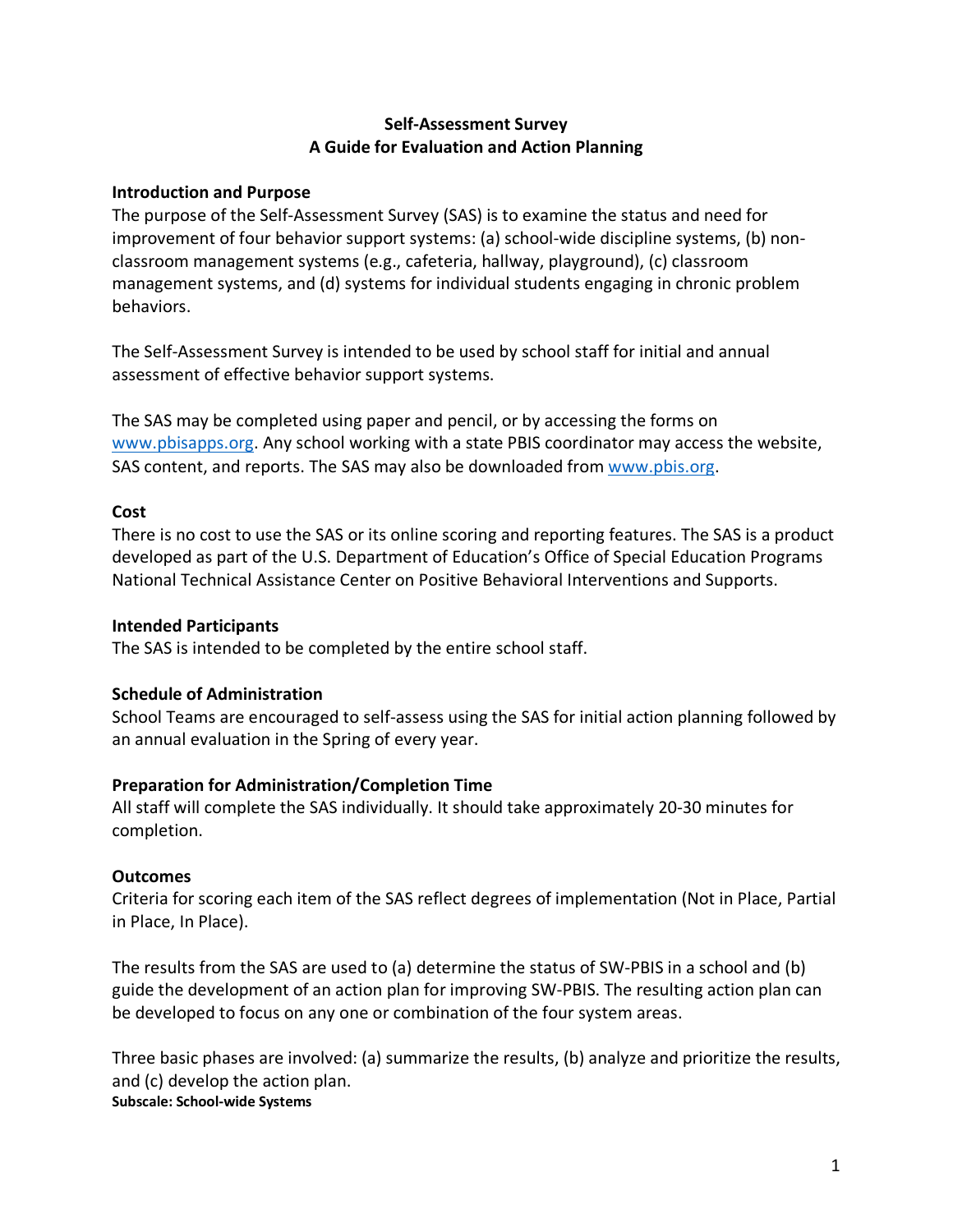# Self-Assessment Survey
## A Guide for Evaluation and Action Planning

### Introduction and Purpose

The purpose of the Self-Assessment Survey (SAS) is to examine the status and need for improvement of four behavior support systems: (a) school-wide discipline systems, (b) non-classroom management systems (e.g., cafeteria, hallway, playground), (c) classroom management systems, and (d) systems for individual students engaging in chronic problem behaviors.

The Self-Assessment Survey is intended to be used by school staff for initial and annual assessment of effective behavior support systems.

The SAS may be completed using paper and pencil, or by accessing the forms on [www.pbisapps.org](www.pbisapps.org). Any school working with a state PBIS coordinator may access the website, SAS content, and reports. The SAS may also be downloaded from [www.pbis.org](www.pbis.org).

### Cost

There is no cost to use the SAS or its online scoring and reporting features. The SAS is a product developed as part of the U.S. Department of Education's Office of Special Education Programs National Technical Assistance Center on Positive Behavioral Interventions and Supports.

### Intended Participants

The SAS is intended to be completed by the entire school staff.

### Schedule of Administration

School Teams are encouraged to self-assess using the SAS for initial action planning followed by an annual evaluation in the Spring of every year.

### Preparation for Administration/Completion Time

All staff will complete the SAS individually. It should take approximately 20-30 minutes for completion.

### Outcomes

Criteria for scoring each item of the SAS reflect degrees of implementation (Not in Place, Partial in Place, In Place).

The results from the SAS are used to (a) determine the status of SW-PBIS in a school and (b) guide the development of an action plan for improving SW-PBIS. The resulting action plan can be developed to focus on any one or combination of the four system areas.

Three basic phases are involved: (a) summarize the results, (b) analyze and prioritize the results, and (c) develop the action plan.

**Subscale: School-wide Systems**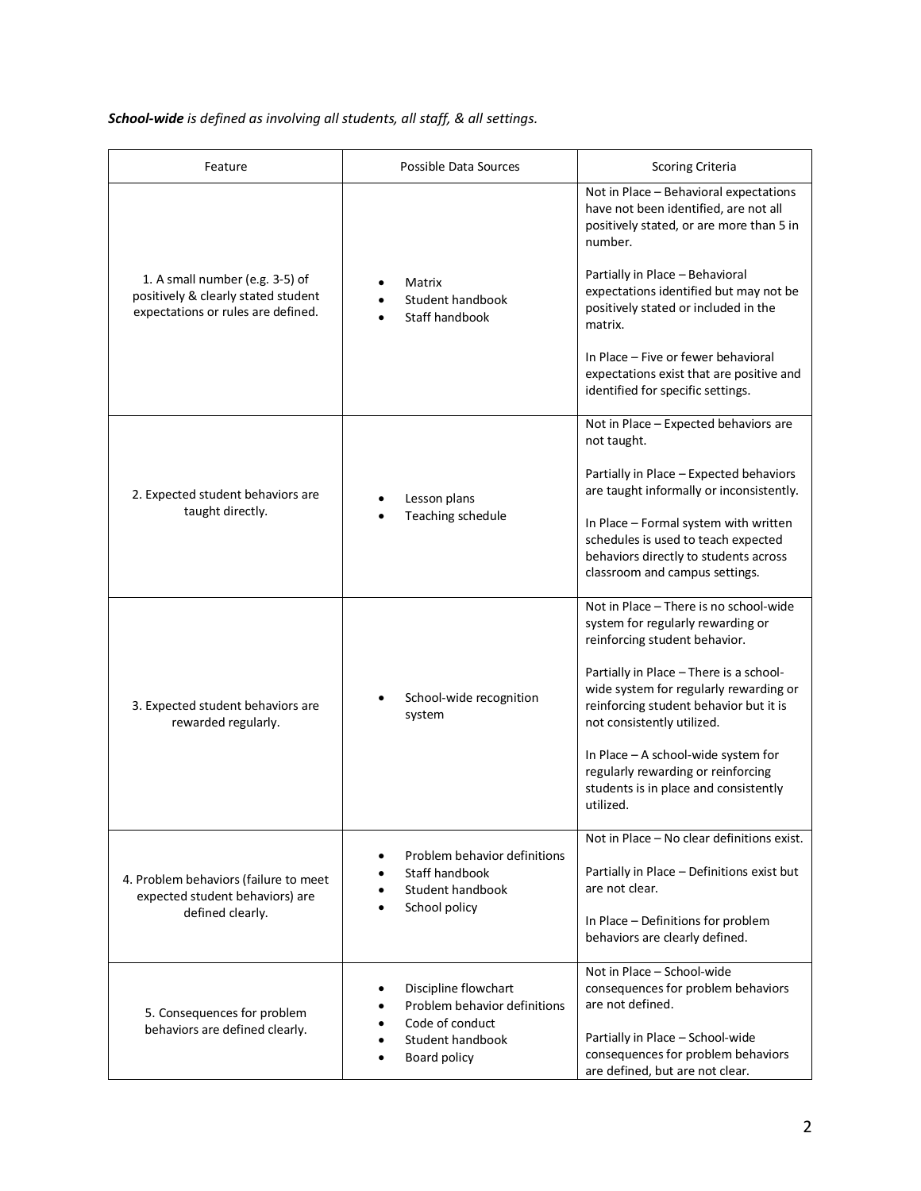***School-wide** is defined as involving all students, all staff, & all settings.*

| Feature | Possible Data Sources | Scoring Criteria |
|---|---|---|
| 1. A small number (e.g. 3-5) of positively & clearly stated student expectations or rules are defined. | • Matrix<br>• Student handbook<br>• Staff handbook | Not in Place – Behavioral expectations have not been identified, are not all positively stated, or are more than 5 in number.<br><br>Partially in Place – Behavioral expectations identified but may not be positively stated or included in the matrix.<br><br>In Place – Five or fewer behavioral expectations exist that are positive and identified for specific settings. |
| 2. Expected student behaviors are taught directly. | • Lesson plans<br>• Teaching schedule | Not in Place – Expected behaviors are not taught.<br><br>Partially in Place – Expected behaviors are taught informally or inconsistently.<br><br>In Place – Formal system with written schedules is used to teach expected behaviors directly to students across classroom and campus settings. |
| 3. Expected student behaviors are rewarded regularly. | • School-wide recognition system | Not in Place – There is no school-wide system for regularly rewarding or reinforcing student behavior.<br><br>Partially in Place – There is a school-wide system for regularly rewarding or reinforcing student behavior but it is not consistently utilized.<br><br>In Place – A school-wide system for regularly rewarding or reinforcing students is in place and consistently utilized. |
| 4. Problem behaviors (failure to meet expected student behaviors) are defined clearly. | • Problem behavior definitions<br>• Staff handbook<br>• Student handbook<br>• School policy | Not in Place – No clear definitions exist.<br><br>Partially in Place – Definitions exist but are not clear.<br><br>In Place – Definitions for problem behaviors are clearly defined. |
| 5. Consequences for problem behaviors are defined clearly. | • Discipline flowchart<br>• Problem behavior definitions<br>• Code of conduct<br>• Student handbook<br>• Board policy | Not in Place – School-wide consequences for problem behaviors are not defined.<br><br>Partially in Place – School-wide consequences for problem behaviors are defined, but are not clear. |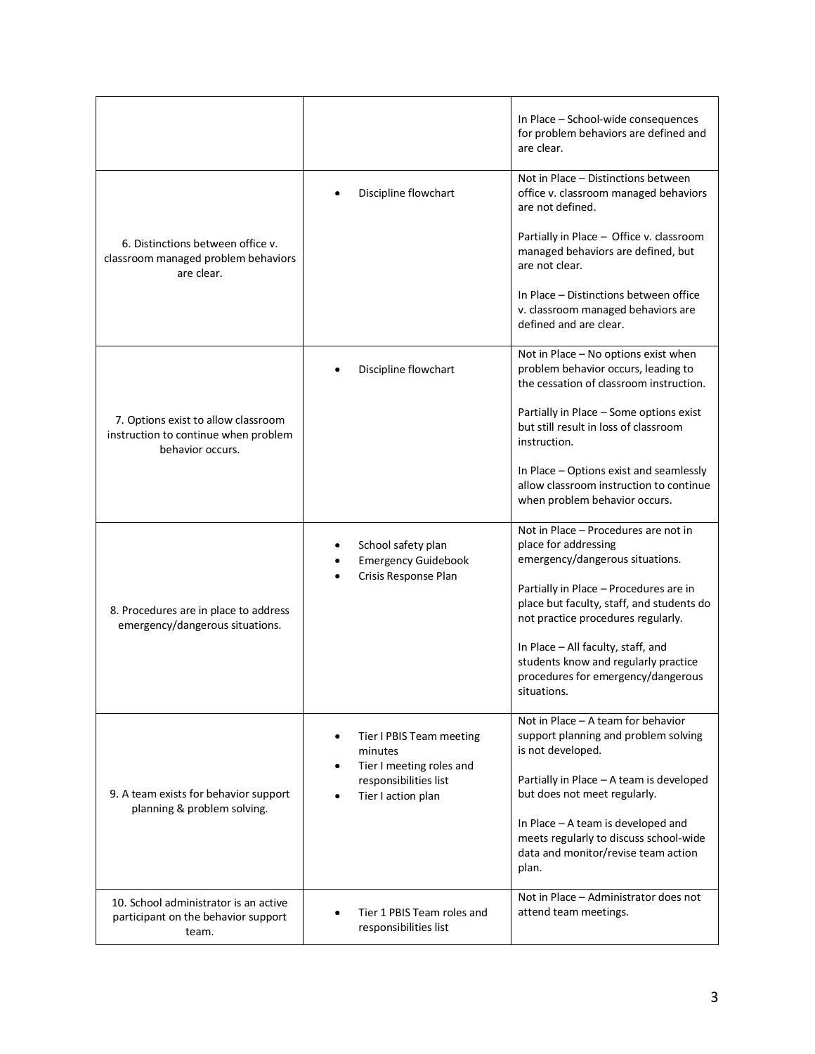| | | |
|---|---|---|
| | | In Place – School-wide consequences for problem behaviors are defined and are clear. |
| 6. Distinctions between office v. classroom managed problem behaviors are clear. | • Discipline flowchart | Not in Place – Distinctions between office v. classroom managed behaviors are not defined.<br><br>Partially in Place – Office v. classroom managed behaviors are defined, but are not clear.<br><br>In Place – Distinctions between office v. classroom managed behaviors are defined and are clear. |
| 7. Options exist to allow classroom instruction to continue when problem behavior occurs. | • Discipline flowchart | Not in Place – No options exist when problem behavior occurs, leading to the cessation of classroom instruction.<br><br>Partially in Place – Some options exist but still result in loss of classroom instruction.<br><br>In Place – Options exist and seamlessly allow classroom instruction to continue when problem behavior occurs. |
| 8. Procedures are in place to address emergency/dangerous situations. | • School safety plan<br>• Emergency Guidebook<br>• Crisis Response Plan | Not in Place – Procedures are not in place for addressing emergency/dangerous situations.<br><br>Partially in Place – Procedures are in place but faculty, staff, and students do not practice procedures regularly.<br><br>In Place – All faculty, staff, and students know and regularly practice procedures for emergency/dangerous situations. |
| 9. A team exists for behavior support planning & problem solving. | • Tier I PBIS Team meeting minutes<br>• Tier I meeting roles and responsibilities list<br>• Tier I action plan | Not in Place – A team for behavior support planning and problem solving is not developed.<br><br>Partially in Place – A team is developed but does not meet regularly.<br><br>In Place – A team is developed and meets regularly to discuss school-wide data and monitor/revise team action plan. |
| 10. School administrator is an active participant on the behavior support team. | • Tier 1 PBIS Team roles and responsibilities list | Not in Place – Administrator does not attend team meetings. |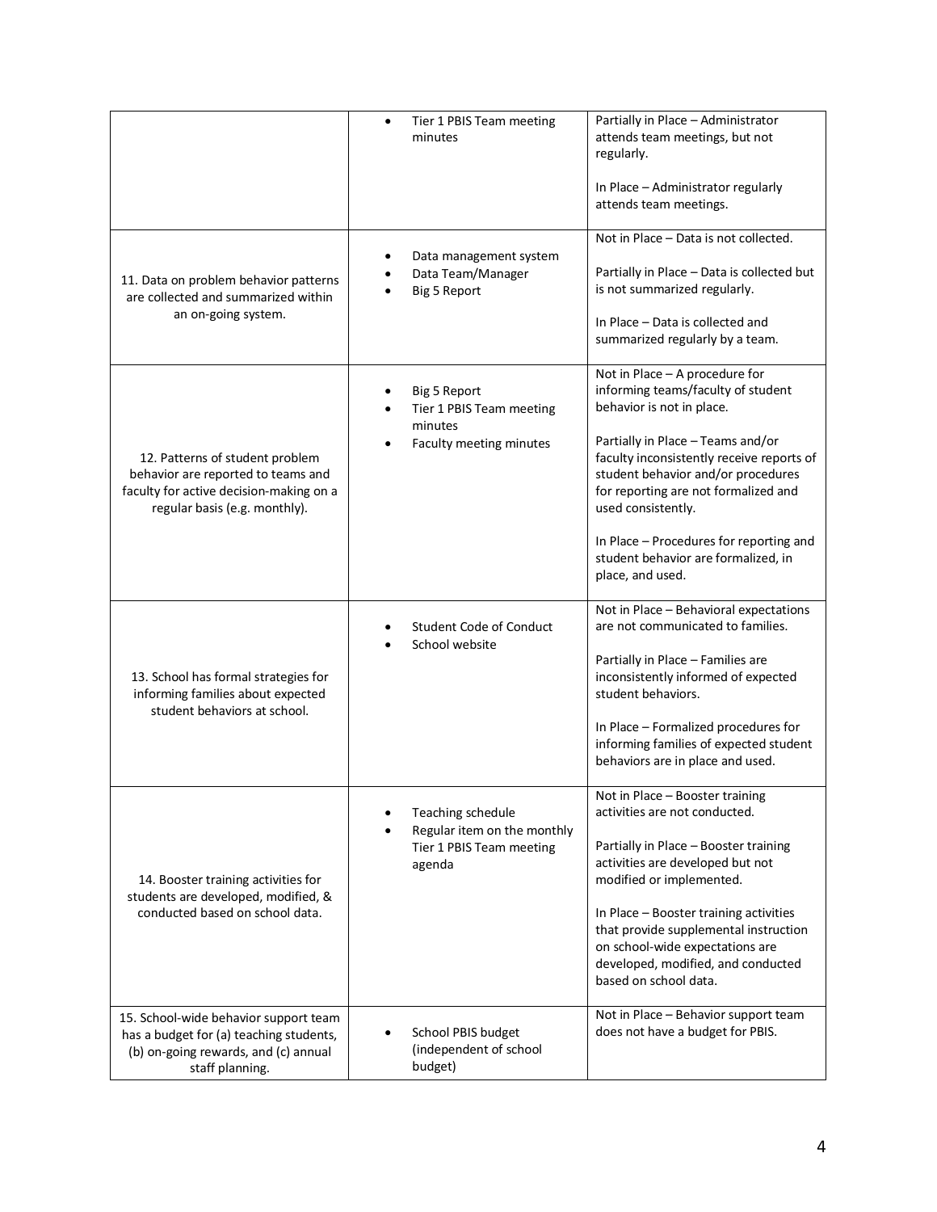| | | |
|---|---|---|
| | • Tier 1 PBIS Team meeting minutes | Partially in Place – Administrator attends team meetings, but not regularly.<br><br>In Place – Administrator regularly attends team meetings. |
| 11. Data on problem behavior patterns are collected and summarized within an on-going system. | • Data management system<br>• Data Team/Manager<br>• Big 5 Report | Not in Place – Data is not collected.<br><br>Partially in Place – Data is collected but is not summarized regularly.<br><br>In Place – Data is collected and summarized regularly by a team. |
| 12. Patterns of student problem behavior are reported to teams and faculty for active decision-making on a regular basis (e.g. monthly). | • Big 5 Report<br>• Tier 1 PBIS Team meeting minutes<br>• Faculty meeting minutes | Not in Place – A procedure for informing teams/faculty of student behavior is not in place.<br><br>Partially in Place – Teams and/or faculty inconsistently receive reports of student behavior and/or procedures for reporting are not formalized and used consistently.<br><br>In Place – Procedures for reporting and student behavior are formalized, in place, and used. |
| 13. School has formal strategies for informing families about expected student behaviors at school. | • Student Code of Conduct<br>• School website | Not in Place – Behavioral expectations are not communicated to families.<br><br>Partially in Place – Families are inconsistently informed of expected student behaviors.<br><br>In Place – Formalized procedures for informing families of expected student behaviors are in place and used. |
| 14. Booster training activities for students are developed, modified, & conducted based on school data. | • Teaching schedule<br>• Regular item on the monthly Tier 1 PBIS Team meeting agenda | Not in Place – Booster training activities are not conducted.<br><br>Partially in Place – Booster training activities are developed but not modified or implemented.<br><br>In Place – Booster training activities that provide supplemental instruction on school-wide expectations are developed, modified, and conducted based on school data. |
| 15. School-wide behavior support team has a budget for (a) teaching students, (b) on-going rewards, and (c) annual staff planning. | • School PBIS budget (independent of school budget) | Not in Place – Behavior support team does not have a budget for PBIS. |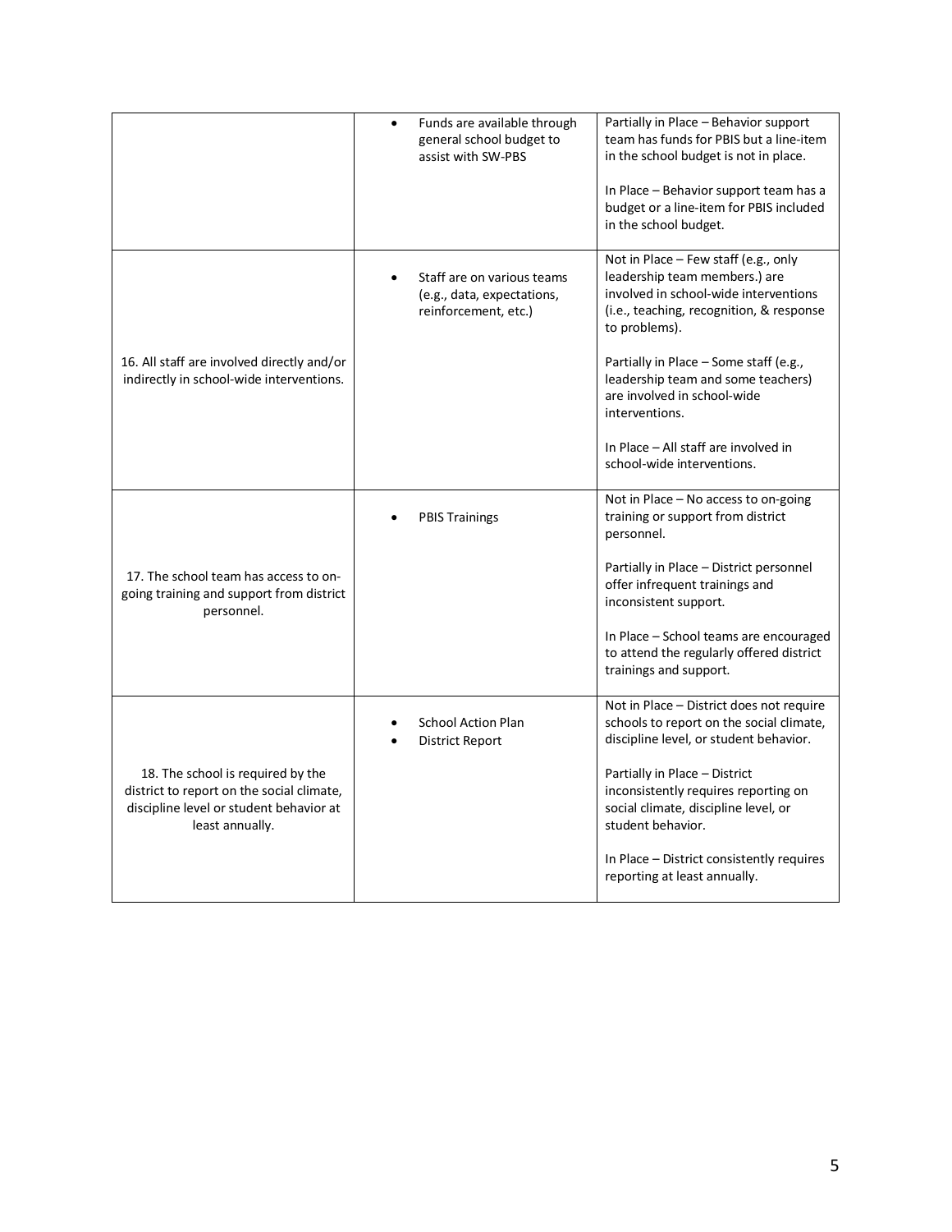| | | |
|---|---|---|
| | • Funds are available through general school budget to assist with SW-PBS | Partially in Place – Behavior support team has funds for PBIS but a line-item in the school budget is not in place.<br><br>In Place – Behavior support team has a budget or a line-item for PBIS included in the school budget. |
| 16. All staff are involved directly and/or indirectly in school-wide interventions. | • Staff are on various teams (e.g., data, expectations, reinforcement, etc.) | Not in Place – Few staff (e.g., only leadership team members.) are involved in school-wide interventions (i.e., teaching, recognition, & response to problems).<br><br>Partially in Place – Some staff (e.g., leadership team and some teachers) are involved in school-wide interventions.<br><br>In Place – All staff are involved in school-wide interventions. |
| 17. The school team has access to on-going training and support from district personnel. | • PBIS Trainings | Not in Place – No access to on-going training or support from district personnel.<br><br>Partially in Place – District personnel offer infrequent trainings and inconsistent support.<br><br>In Place – School teams are encouraged to attend the regularly offered district trainings and support. |
| 18. The school is required by the district to report on the social climate, discipline level or student behavior at least annually. | • School Action Plan<br>• District Report | Not in Place – District does not require schools to report on the social climate, discipline level, or student behavior.<br><br>Partially in Place – District inconsistently requires reporting on social climate, discipline level, or student behavior.<br><br>In Place – District consistently requires reporting at least annually. |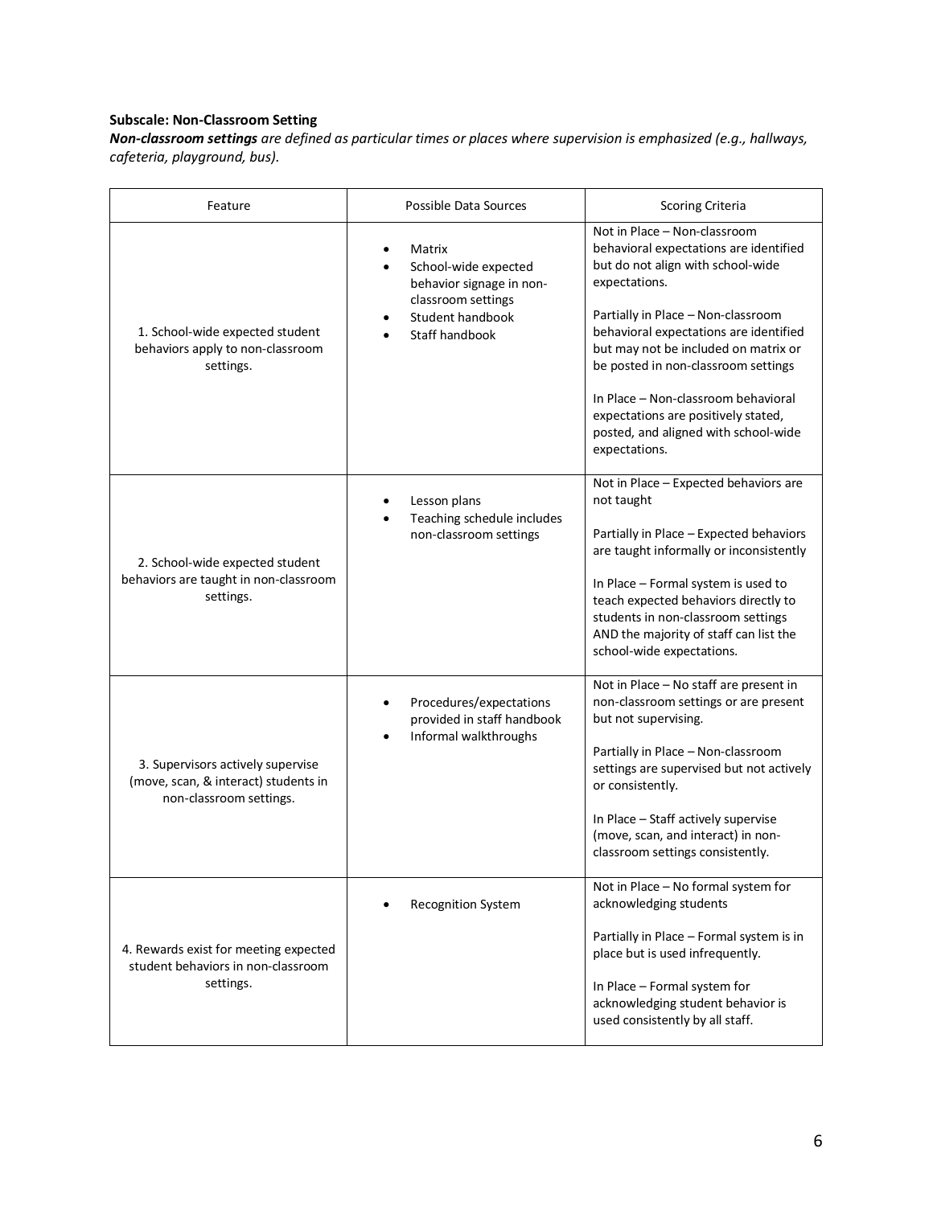**Subscale: Non-Classroom Setting**

***Non-classroom settings*** *are defined as particular times or places where supervision is emphasized (e.g., hallways, cafeteria, playground, bus).*

| Feature | Possible Data Sources | Scoring Criteria |
|---|---|---|
| 1. School-wide expected student behaviors apply to non-classroom settings. | • Matrix<br>• School-wide expected behavior signage in non-classroom settings<br>• Student handbook<br>• Staff handbook | Not in Place – Non-classroom behavioral expectations are identified but do not align with school-wide expectations.<br><br>Partially in Place – Non-classroom behavioral expectations are identified but may not be included on matrix or be posted in non-classroom settings<br><br>In Place – Non-classroom behavioral expectations are positively stated, posted, and aligned with school-wide expectations. |
| 2. School-wide expected student behaviors are taught in non-classroom settings. | • Lesson plans<br>• Teaching schedule includes non-classroom settings | Not in Place – Expected behaviors are not taught<br><br>Partially in Place – Expected behaviors are taught informally or inconsistently<br><br>In Place – Formal system is used to teach expected behaviors directly to students in non-classroom settings AND the majority of staff can list the school-wide expectations. |
| 3. Supervisors actively supervise (move, scan, & interact) students in non-classroom settings. | • Procedures/expectations provided in staff handbook<br>• Informal walkthroughs | Not in Place – No staff are present in non-classroom settings or are present but not supervising.<br><br>Partially in Place – Non-classroom settings are supervised but not actively or consistently.<br><br>In Place – Staff actively supervise (move, scan, and interact) in non-classroom settings consistently. |
| 4. Rewards exist for meeting expected student behaviors in non-classroom settings. | • Recognition System | Not in Place – No formal system for acknowledging students<br><br>Partially in Place – Formal system is in place but is used infrequently.<br><br>In Place – Formal system for acknowledging student behavior is used consistently by all staff. |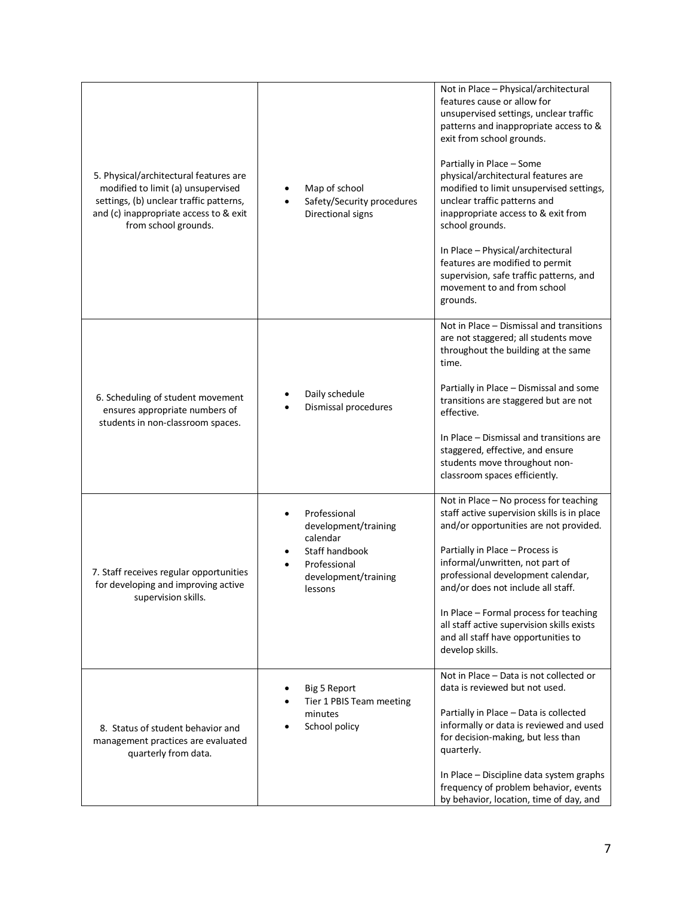| | | |
|---|---|---|
| 5. Physical/architectural features are modified to limit (a) unsupervised settings, (b) unclear traffic patterns, and (c) inappropriate access to & exit from school grounds. | • Map of school<br>• Safety/Security procedures<br>Directional signs | Not in Place – Physical/architectural features cause or allow for unsupervised settings, unclear traffic patterns and inappropriate access to & exit from school grounds.<br><br>Partially in Place – Some physical/architectural features are modified to limit unsupervised settings, unclear traffic patterns and inappropriate access to & exit from school grounds.<br><br>In Place – Physical/architectural features are modified to permit supervision, safe traffic patterns, and movement to and from school grounds. |
| 6. Scheduling of student movement ensures appropriate numbers of students in non-classroom spaces. | • Daily schedule<br>• Dismissal procedures | Not in Place – Dismissal and transitions are not staggered; all students move throughout the building at the same time.<br><br>Partially in Place – Dismissal and some transitions are staggered but are not effective.<br><br>In Place – Dismissal and transitions are staggered, effective, and ensure students move throughout non-classroom spaces efficiently. |
| 7. Staff receives regular opportunities for developing and improving active supervision skills. | • Professional development/training calendar<br>• Staff handbook<br>• Professional development/training lessons | Not in Place – No process for teaching staff active supervision skills is in place and/or opportunities are not provided.<br><br>Partially in Place – Process is informal/unwritten, not part of professional development calendar, and/or does not include all staff.<br><br>In Place – Formal process for teaching all staff active supervision skills exists and all staff have opportunities to develop skills. |
| 8. Status of student behavior and management practices are evaluated quarterly from data. | • Big 5 Report<br>• Tier 1 PBIS Team meeting minutes<br>• School policy | Not in Place – Data is not collected or data is reviewed but not used.<br><br>Partially in Place – Data is collected informally or data is reviewed and used for decision-making, but less than quarterly.<br><br>In Place – Discipline data system graphs frequency of problem behavior, events by behavior, location, time of day, and |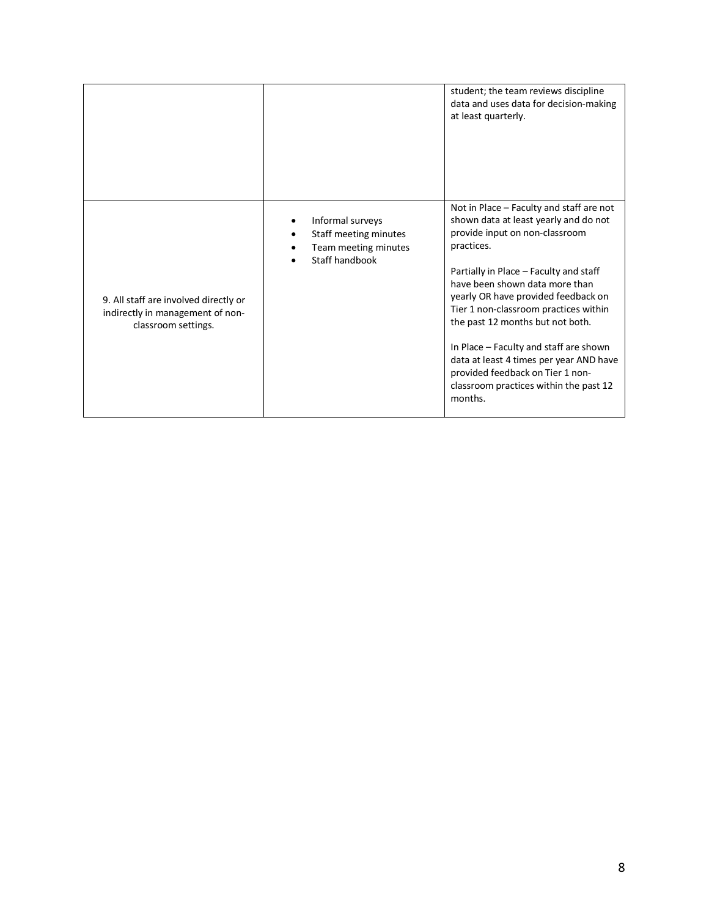| | | |
|---|---|---|
| | | student; the team reviews discipline data and uses data for decision-making at least quarterly. |
| 9. All staff are involved directly or indirectly in management of non-classroom settings. | • Informal surveys<br>• Staff meeting minutes<br>• Team meeting minutes<br>• Staff handbook | Not in Place – Faculty and staff are not shown data at least yearly and do not provide input on non-classroom practices.<br><br>Partially in Place – Faculty and staff have been shown data more than yearly OR have provided feedback on Tier 1 non-classroom practices within the past 12 months but not both.<br><br>In Place – Faculty and staff are shown data at least 4 times per year AND have provided feedback on Tier 1 non-classroom practices within the past 12 months. |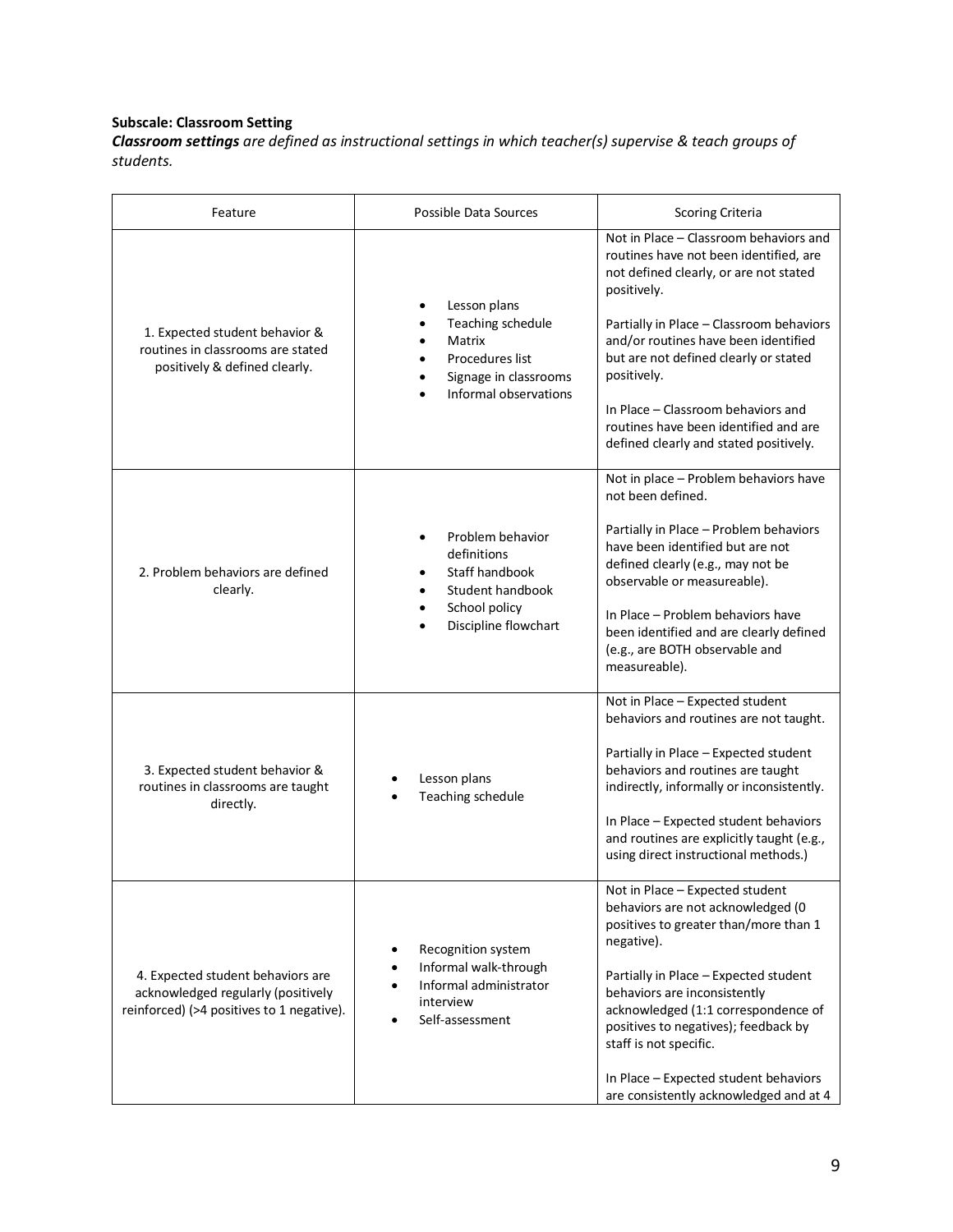**Subscale: Classroom Setting**

***Classroom settings*** *are defined as instructional settings in which teacher(s) supervise & teach groups of students.*

| Feature | Possible Data Sources | Scoring Criteria |
|---|---|---|
| 1. Expected student behavior & routines in classrooms are stated positively & defined clearly. | • Lesson plans<br>• Teaching schedule<br>• Matrix<br>• Procedures list<br>• Signage in classrooms<br>• Informal observations | Not in Place – Classroom behaviors and routines have not been identified, are not defined clearly, or are not stated positively.<br><br>Partially in Place – Classroom behaviors and/or routines have been identified but are not defined clearly or stated positively.<br><br>In Place – Classroom behaviors and routines have been identified and are defined clearly and stated positively. |
| 2. Problem behaviors are defined clearly. | • Problem behavior definitions<br>• Staff handbook<br>• Student handbook<br>• School policy<br>• Discipline flowchart | Not in place – Problem behaviors have not been defined.<br><br>Partially in Place – Problem behaviors have been identified but are not defined clearly (e.g., may not be observable or measureable).<br><br>In Place – Problem behaviors have been identified and are clearly defined (e.g., are BOTH observable and measureable). |
| 3. Expected student behavior & routines in classrooms are taught directly. | • Lesson plans<br>• Teaching schedule | Not in Place – Expected student behaviors and routines are not taught.<br><br>Partially in Place – Expected student behaviors and routines are taught indirectly, informally or inconsistently.<br><br>In Place – Expected student behaviors and routines are explicitly taught (e.g., using direct instructional methods.) |
| 4. Expected student behaviors are acknowledged regularly (positively reinforced) (>4 positives to 1 negative). | • Recognition system<br>• Informal walk-through<br>• Informal administrator interview<br>• Self-assessment | Not in Place – Expected student behaviors are not acknowledged (0 positives to greater than/more than 1 negative).<br><br>Partially in Place – Expected student behaviors are inconsistently acknowledged (1:1 correspondence of positives to negatives); feedback by staff is not specific.<br><br>In Place – Expected student behaviors are consistently acknowledged and at 4 |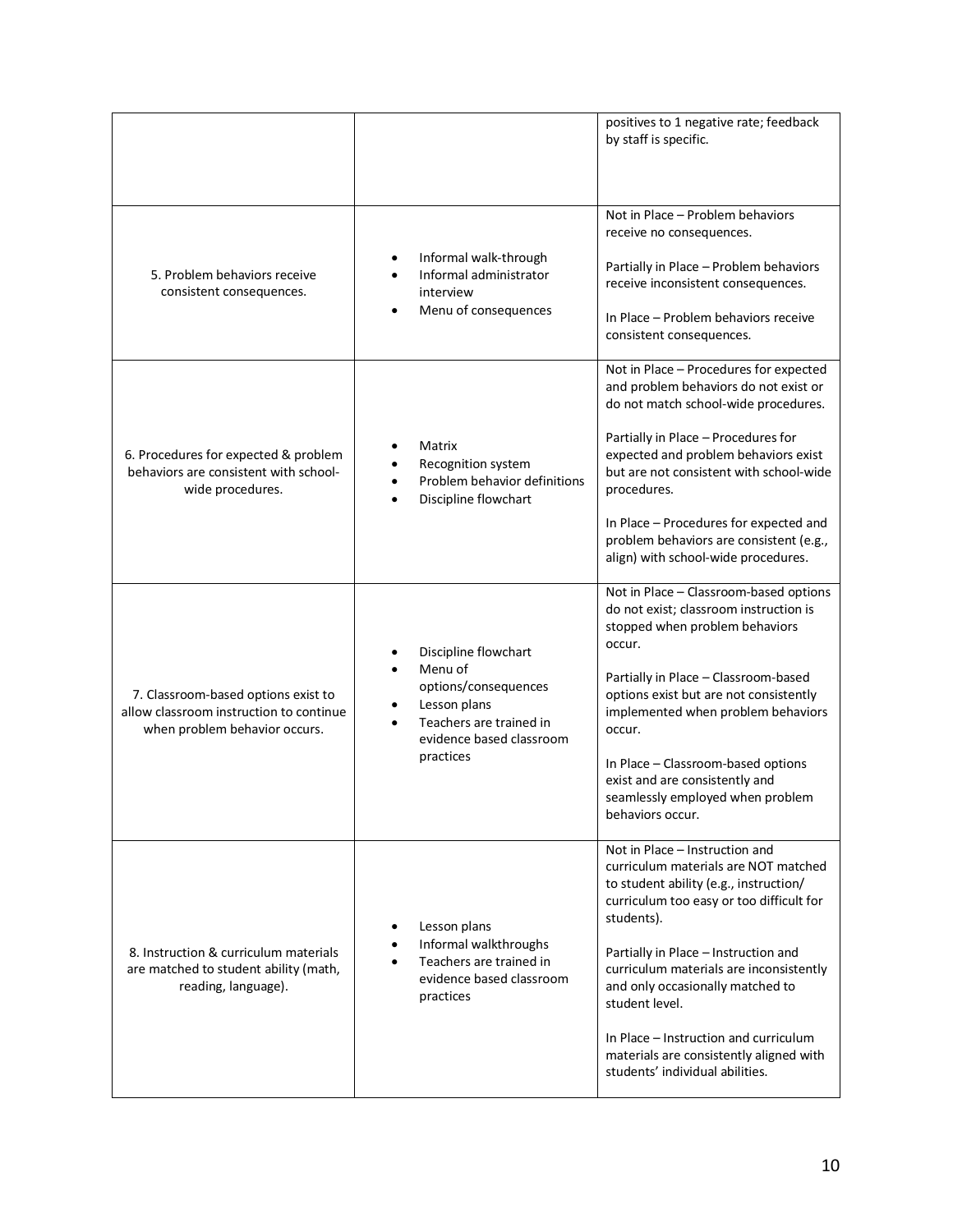| | | |
|---|---|---|
| | | positives to 1 negative rate; feedback by staff is specific. |
| 5. Problem behaviors receive consistent consequences. | • Informal walk-through<br>• Informal administrator interview<br>• Menu of consequences | Not in Place – Problem behaviors receive no consequences.<br><br>Partially in Place – Problem behaviors receive inconsistent consequences.<br><br>In Place – Problem behaviors receive consistent consequences. |
| 6. Procedures for expected & problem behaviors are consistent with school-wide procedures. | • Matrix<br>• Recognition system<br>• Problem behavior definitions<br>• Discipline flowchart | Not in Place – Procedures for expected and problem behaviors do not exist or do not match school-wide procedures.<br><br>Partially in Place – Procedures for expected and problem behaviors exist but are not consistent with school-wide procedures.<br><br>In Place – Procedures for expected and problem behaviors are consistent (e.g., align) with school-wide procedures. |
| 7. Classroom-based options exist to allow classroom instruction to continue when problem behavior occurs. | • Discipline flowchart<br>• Menu of options/consequences<br>• Lesson plans<br>• Teachers are trained in evidence based classroom practices | Not in Place – Classroom-based options do not exist; classroom instruction is stopped when problem behaviors occur.<br><br>Partially in Place – Classroom-based options exist but are not consistently implemented when problem behaviors occur.<br><br>In Place – Classroom-based options exist and are consistently and seamlessly employed when problem behaviors occur. |
| 8. Instruction & curriculum materials are matched to student ability (math, reading, language). | • Lesson plans<br>• Informal walkthroughs<br>• Teachers are trained in evidence based classroom practices | Not in Place – Instruction and curriculum materials are NOT matched to student ability (e.g., instruction/ curriculum too easy or too difficult for students).<br><br>Partially in Place – Instruction and curriculum materials are inconsistently and only occasionally matched to student level.<br><br>In Place – Instruction and curriculum materials are consistently aligned with students' individual abilities. |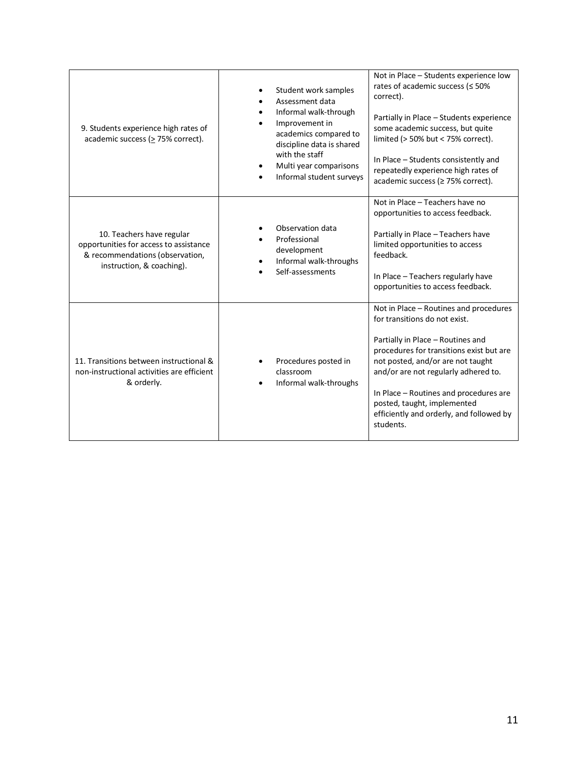| | | |
|---|---|---|
| 9. Students experience high rates of academic success (≥ 75% correct). | <ul><li>Student work samples</li><li>Assessment data</li><li>Informal walk-through</li><li>Improvement in academics compared to discipline data is shared with the staff</li><li>Multi year comparisons</li><li>Informal student surveys</li></ul> | Not in Place – Students experience low rates of academic success (≤ 50% correct).<br><br>Partially in Place – Students experience some academic success, but quite limited (> 50% but < 75% correct).<br><br>In Place – Students consistently and repeatedly experience high rates of academic success (≥ 75% correct). |
| 10. Teachers have regular opportunities for access to assistance & recommendations (observation, instruction, & coaching). | <ul><li>Observation data</li><li>Professional development</li><li>Informal walk-throughs</li><li>Self-assessments</li></ul> | Not in Place – Teachers have no opportunities to access feedback.<br><br>Partially in Place – Teachers have limited opportunities to access feedback.<br><br>In Place – Teachers regularly have opportunities to access feedback. |
| 11. Transitions between instructional & non-instructional activities are efficient & orderly. | <ul><li>Procedures posted in classroom</li><li>Informal walk-throughs</li></ul> | Not in Place – Routines and procedures for transitions do not exist.<br><br>Partially in Place – Routines and procedures for transitions exist but are not posted, and/or are not taught and/or are not regularly adhered to.<br><br>In Place – Routines and procedures are posted, taught, implemented efficiently and orderly, and followed by students. |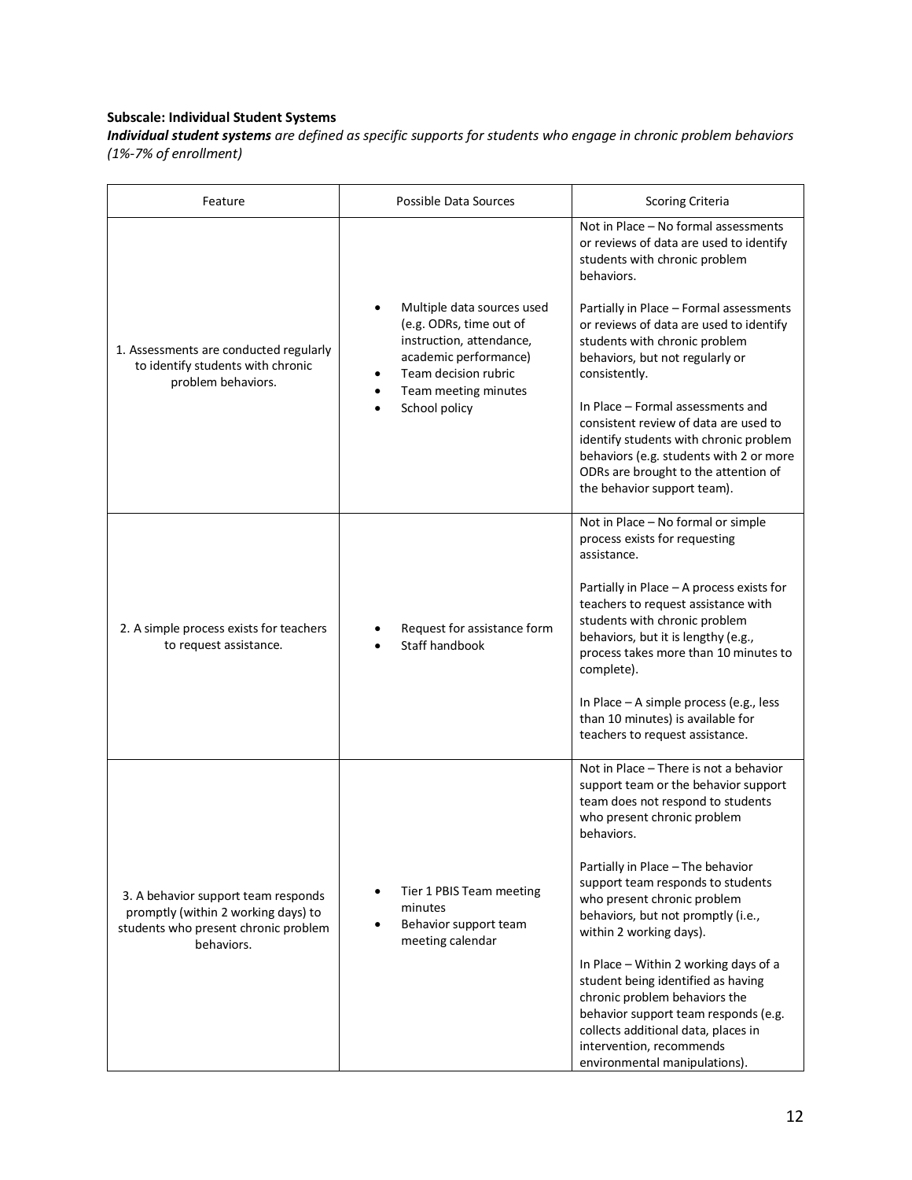**Subscale: Individual Student Systems**

***Individual student systems*** *are defined as specific supports for students who engage in chronic problem behaviors (1%-7% of enrollment)*

| Feature | Possible Data Sources | Scoring Criteria |
| --- | --- | --- |
| 1. Assessments are conducted regularly to identify students with chronic problem behaviors. | • Multiple data sources used (e.g. ODRs, time out of instruction, attendance, academic performance)<br>• Team decision rubric<br>• Team meeting minutes<br>• School policy | Not in Place – No formal assessments or reviews of data are used to identify students with chronic problem behaviors.<br><br>Partially in Place – Formal assessments or reviews of data are used to identify students with chronic problem behaviors, but not regularly or consistently.<br><br>In Place – Formal assessments and consistent review of data are used to identify students with chronic problem behaviors (e.g. students with 2 or more ODRs are brought to the attention of the behavior support team). |
| 2. A simple process exists for teachers to request assistance. | • Request for assistance form<br>• Staff handbook | Not in Place – No formal or simple process exists for requesting assistance.<br><br>Partially in Place – A process exists for teachers to request assistance with students with chronic problem behaviors, but it is lengthy (e.g., process takes more than 10 minutes to complete).<br><br>In Place – A simple process (e.g., less than 10 minutes) is available for teachers to request assistance. |
| 3. A behavior support team responds promptly (within 2 working days) to students who present chronic problem behaviors. | • Tier 1 PBIS Team meeting minutes<br>• Behavior support team meeting calendar | Not in Place – There is not a behavior support team or the behavior support team does not respond to students who present chronic problem behaviors.<br><br>Partially in Place – The behavior support team responds to students who present chronic problem behaviors, but not promptly (i.e., within 2 working days).<br><br>In Place – Within 2 working days of a student being identified as having chronic problem behaviors the behavior support team responds (e.g. collects additional data, places in intervention, recommends environmental manipulations). |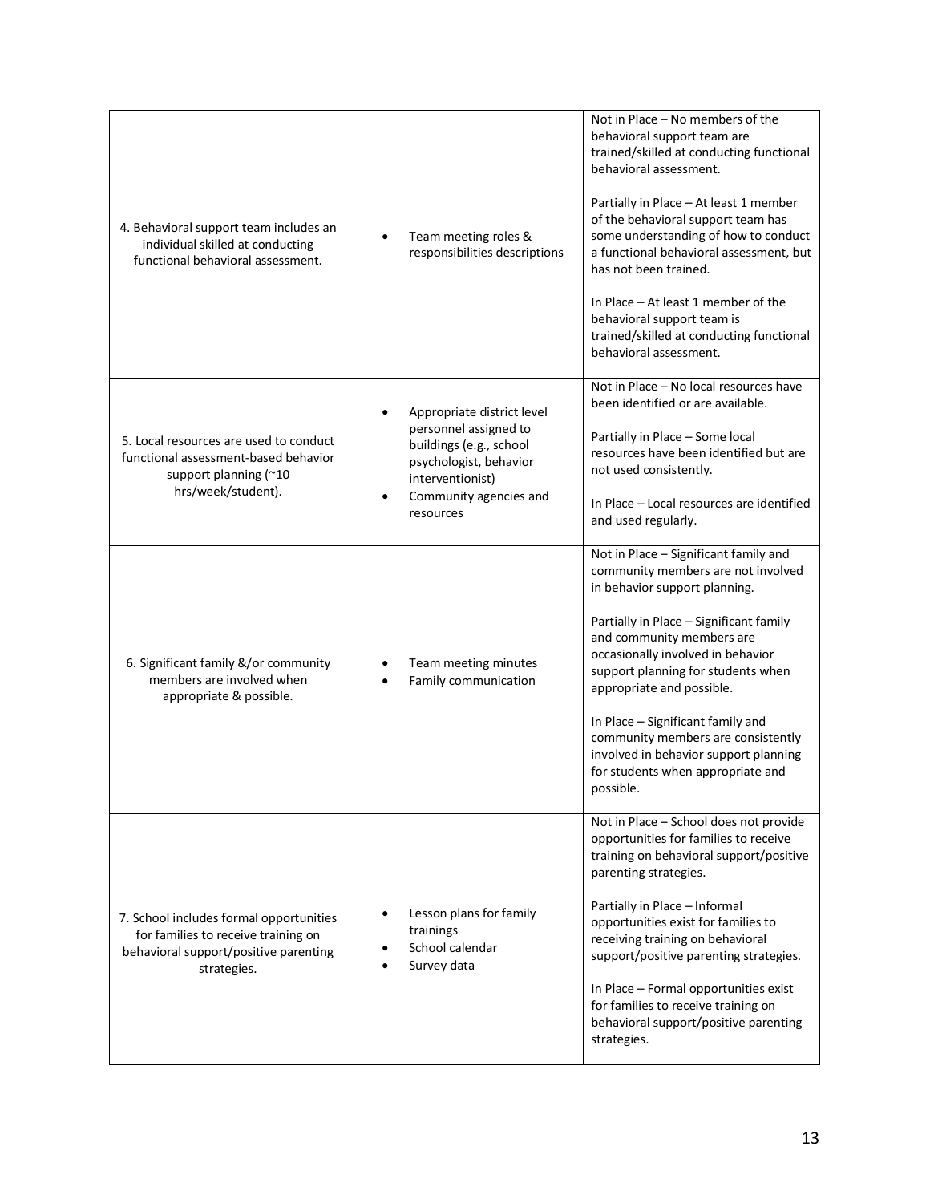| | | |
|---|---|---|
| 4. Behavioral support team includes an individual skilled at conducting functional behavioral assessment. | • Team meeting roles & responsibilities descriptions | Not in Place – No members of the behavioral support team are trained/skilled at conducting functional behavioral assessment.<br><br>Partially in Place – At least 1 member of the behavioral support team has some understanding of how to conduct a functional behavioral assessment, but has not been trained.<br><br>In Place – At least 1 member of the behavioral support team is trained/skilled at conducting functional behavioral assessment. |
| 5. Local resources are used to conduct functional assessment-based behavior support planning (~10 hrs/week/student). | • Appropriate district level personnel assigned to buildings (e.g., school psychologist, behavior interventionist)<br>• Community agencies and resources | Not in Place – No local resources have been identified or are available.<br><br>Partially in Place – Some local resources have been identified but are not used consistently.<br><br>In Place – Local resources are identified and used regularly. |
| 6. Significant family &/or community members are involved when appropriate & possible. | • Team meeting minutes<br>• Family communication | Not in Place – Significant family and community members are not involved in behavior support planning.<br><br>Partially in Place – Significant family and community members are occasionally involved in behavior support planning for students when appropriate and possible.<br><br>In Place – Significant family and community members are consistently involved in behavior support planning for students when appropriate and possible. |
| 7. School includes formal opportunities for families to receive training on behavioral support/positive parenting strategies. | • Lesson plans for family trainings<br>• School calendar<br>• Survey data | Not in Place – School does not provide opportunities for families to receive training on behavioral support/positive parenting strategies.<br><br>Partially in Place – Informal opportunities exist for families to receiving training on behavioral support/positive parenting strategies.<br><br>In Place – Formal opportunities exist for families to receive training on behavioral support/positive parenting strategies. |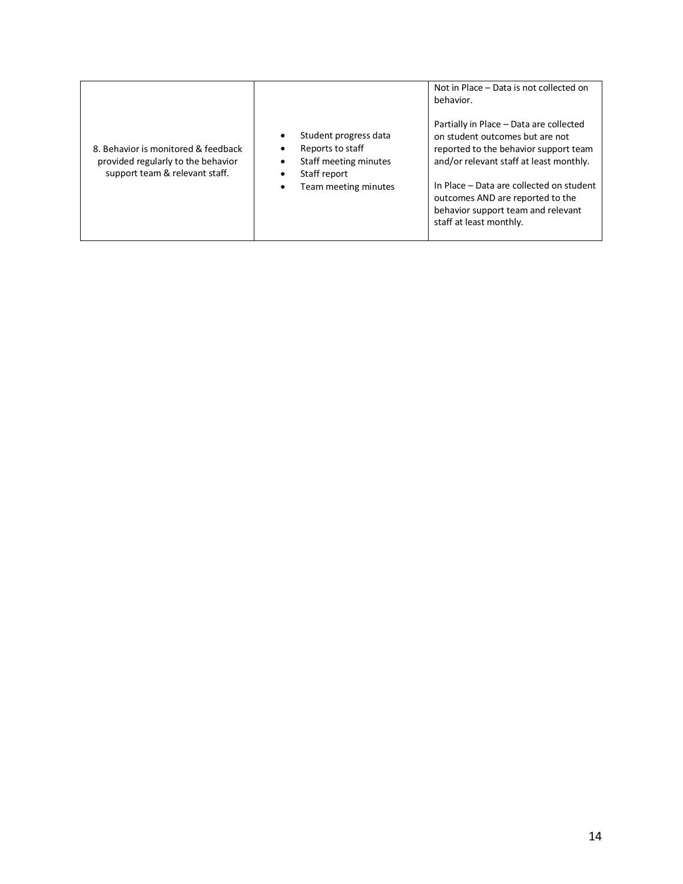| | | |
|---|---|---|
| 8. Behavior is monitored & feedback provided regularly to the behavior support team & relevant staff. | • Student progress data<br>• Reports to staff<br>• Staff meeting minutes<br>• Staff report<br>• Team meeting minutes | Not in Place – Data is not collected on behavior.<br><br>Partially in Place – Data are collected on student outcomes but are not reported to the behavior support team and/or relevant staff at least monthly.<br><br>In Place – Data are collected on student outcomes AND are reported to the behavior support team and relevant staff at least monthly. |